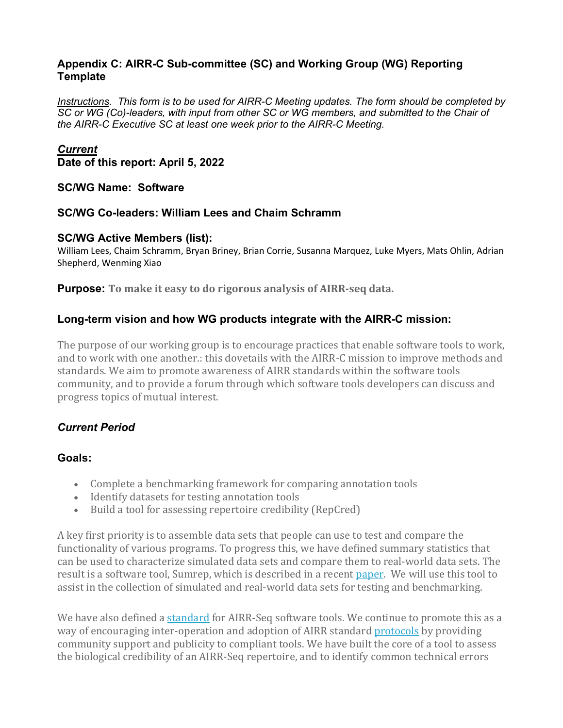### Appendix C: AIRR-C Sub-committee (SC) and Working Group (WG) Reporting Template

*Instructions. This form is to be used for AIRR-C Meeting updates. The form should be completed by SC or WG (Co)-leaders, with input from other SC or WG members, and submitted to the Chair of the AIRR-C Executive SC at least one week prior to the AIRR-C Meeting.*

***Current***

**Date of this report: April 5, 2022**

**SC/WG Name: Software**

**SC/WG Co-leaders: William Lees and Chaim Schramm**

**SC/WG Active Members (list):**

William Lees, Chaim Schramm, Bryan Briney, Brian Corrie, Susanna Marquez, Luke Myers, Mats Ohlin, Adrian Shepherd, Wenming Xiao

**Purpose:** **To make it easy to do rigorous analysis of AIRR-seq data.**

#### Long-term vision and how WG products integrate with the AIRR-C mission:

The purpose of our working group is to encourage practices that enable software tools to work, and to work with one another.: this dovetails with the AIRR-C mission to improve methods and standards. We aim to promote awareness of AIRR standards within the software tools community, and to provide a forum through which software tools developers can discuss and progress topics of mutual interest.

#### *Current Period*

#### Goals:

- Complete a benchmarking framework for comparing annotation tools
- Identify datasets for testing annotation tools
- Build a tool for assessing repertoire credibility (RepCred)

A key first priority is to assemble data sets that people can use to test and compare the functionality of various programs. To progress this, we have defined summary statistics that can be used to characterize simulated data sets and compare them to real-world data sets. The result is a software tool, Sumrep, which is described in a recent paper. We will use this tool to assist in the collection of simulated and real-world data sets for testing and benchmarking.

We have also defined a standard for AIRR-Seq software tools. We continue to promote this as a way of encouraging inter-operation and adoption of AIRR standard protocols by providing community support and publicity to compliant tools. We have built the core of a tool to assess the biological credibility of an AIRR-Seq repertoire, and to identify common technical errors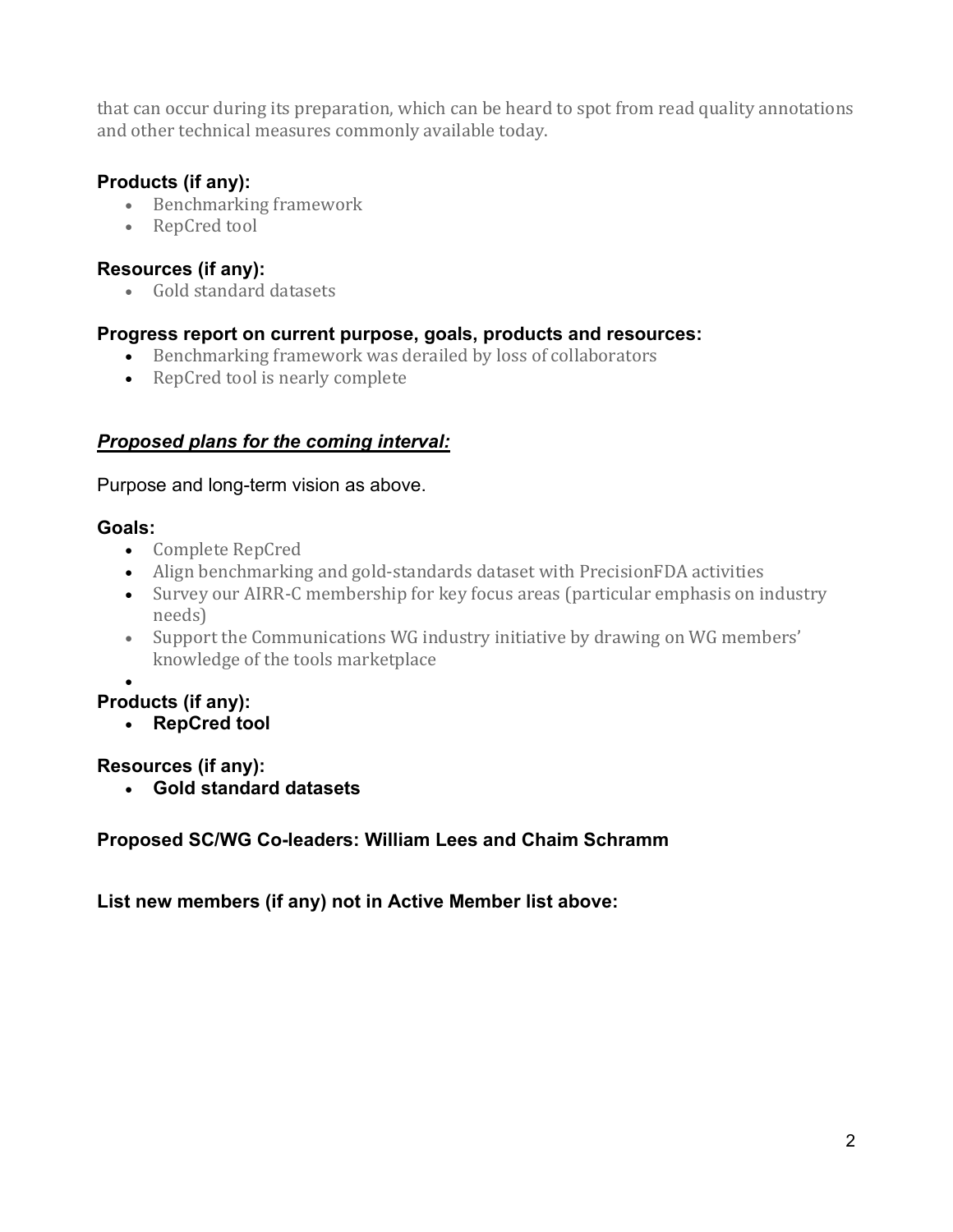that can occur during its preparation, which can be heard to spot from read quality annotations and other technical measures commonly available today.

**Products (if any):**

- Benchmarking framework
- RepCred tool

**Resources (if any):**

- Gold standard datasets

**Progress report on current purpose, goals, products and resources:**

- Benchmarking framework was derailed by loss of collaborators
- RepCred tool is nearly complete

***Proposed plans for the coming interval:***

Purpose and long-term vision as above.

**Goals:**

- Complete RepCred
- Align benchmarking and gold-standards dataset with PrecisionFDA activities
- Survey our AIRR-C membership for key focus areas (particular emphasis on industry needs)
- Support the Communications WG industry initiative by drawing on WG members' knowledge of the tools marketplace
- 

**Products (if any):**

- **RepCred tool**

**Resources (if any):**

- **Gold standard datasets**

**Proposed SC/WG Co-leaders: William Lees and Chaim Schramm**

**List new members (if any) not in Active Member list above:**